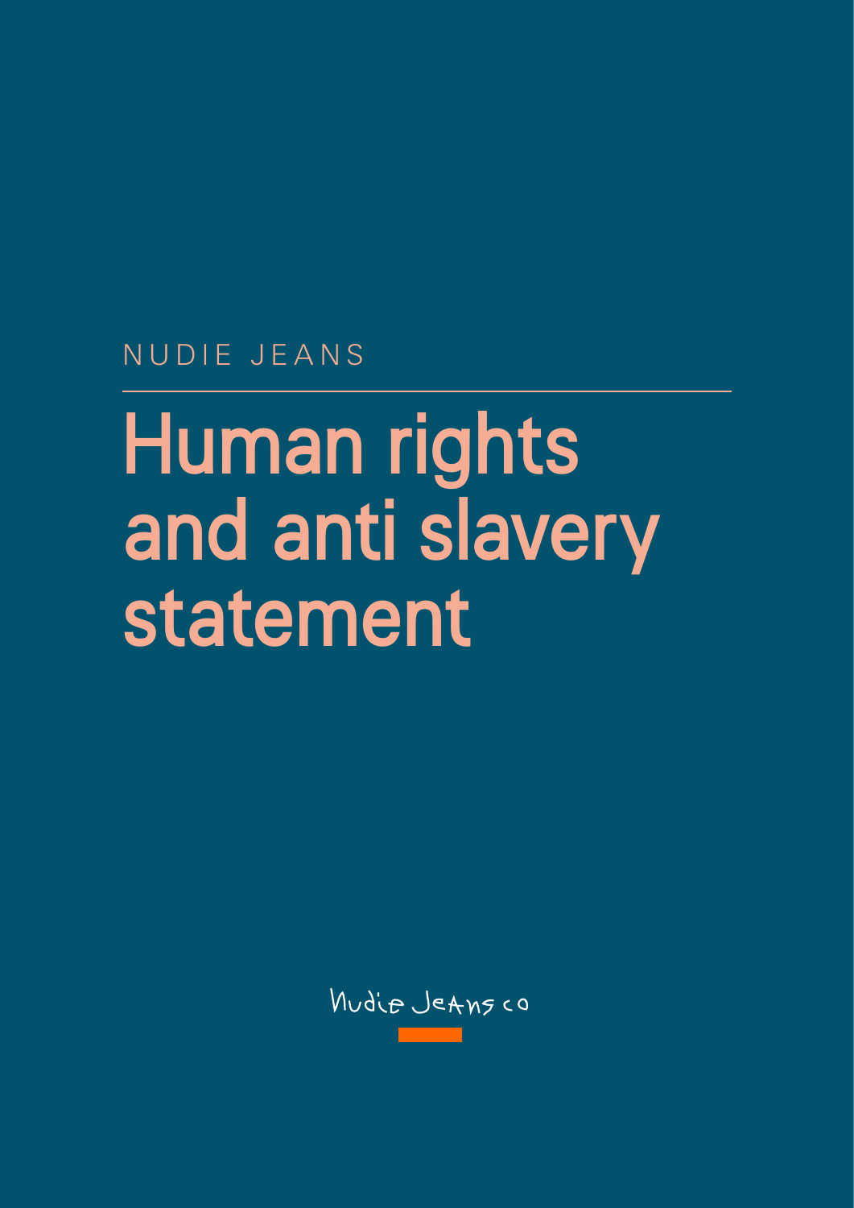NUDIE JEANS

# Human rights and anti slavery statement

Nudie Jeans co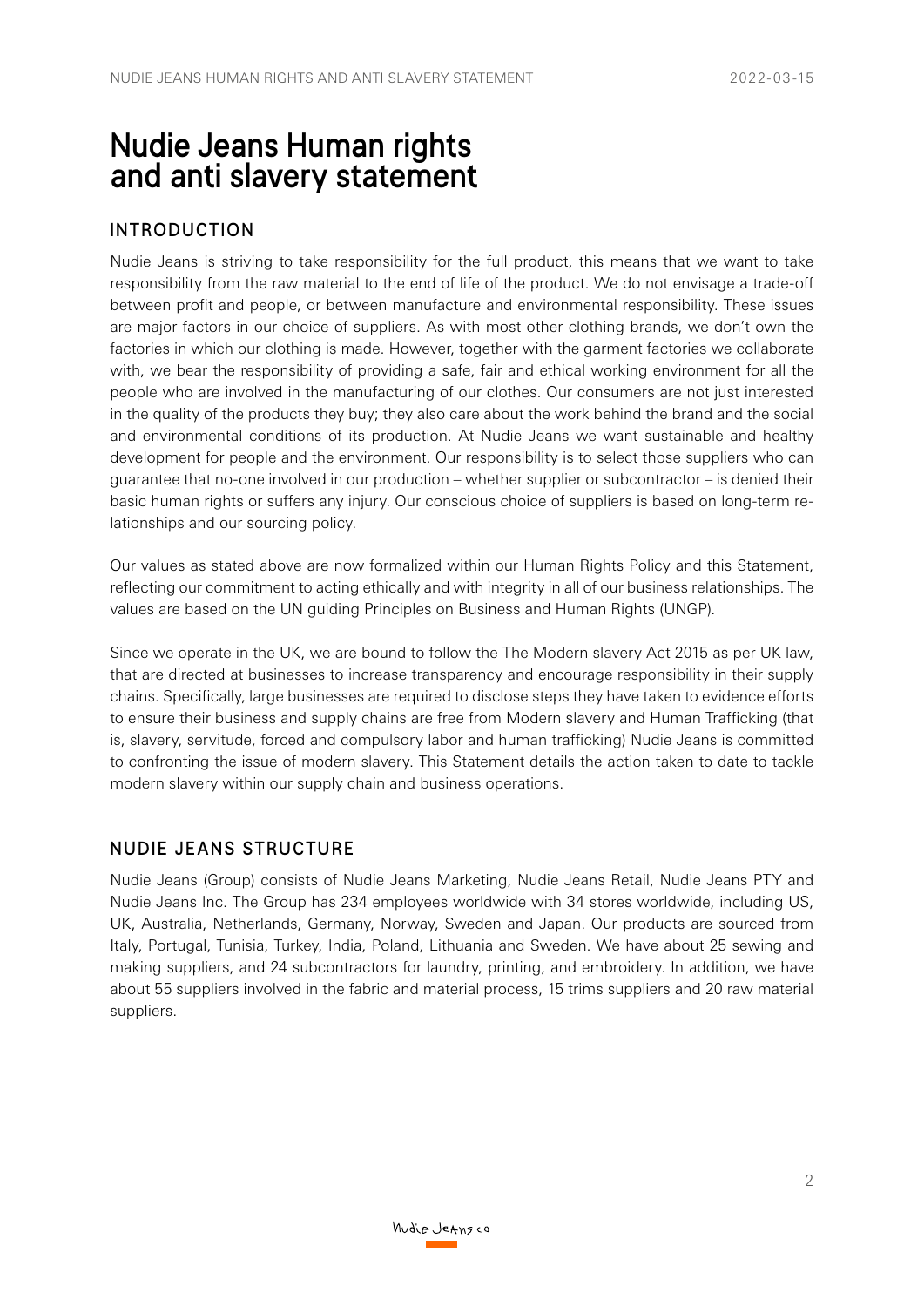# Nudie Jeans Human rights and anti slavery statement

## INTRODUCTION

Nudie Jeans is striving to take responsibility for the full product, this means that we want to take responsibility from the raw material to the end of life of the product. We do not envisage a trade-off between profit and people, or between manufacture and environmental responsibility. These issues are major factors in our choice of suppliers. As with most other clothing brands, we don't own the factories in which our clothing is made. However, together with the garment factories we collaborate with, we bear the responsibility of providing a safe, fair and ethical working environment for all the people who are involved in the manufacturing of our clothes. Our consumers are not just interested in the quality of the products they buy; they also care about the work behind the brand and the social and environmental conditions of its production. At Nudie Jeans we want sustainable and healthy development for people and the environment. Our responsibility is to select those suppliers who can guarantee that no-one involved in our production – whether supplier or subcontractor – is denied their basic human rights or suffers any injury. Our conscious choice of suppliers is based on long-term relationships and our sourcing policy.

Our values as stated above are now formalized within our Human Rights Policy and this Statement, reflecting our commitment to acting ethically and with integrity in all of our business relationships. The values are based on the UN guiding Principles on Business and Human Rights (UNGP).

Since we operate in the UK, we are bound to follow the The Modern slavery Act 2015 as per UK law, that are directed at businesses to increase transparency and encourage responsibility in their supply chains. Specifically, large businesses are required to disclose steps they have taken to evidence efforts to ensure their business and supply chains are free from Modern slavery and Human Trafficking (that is, slavery, servitude, forced and compulsory labor and human trafficking) Nudie Jeans is committed to confronting the issue of modern slavery. This Statement details the action taken to date to tackle modern slavery within our supply chain and business operations.

## NUDIE JEANS STRUCTURE

Nudie Jeans (Group) consists of Nudie Jeans Marketing, Nudie Jeans Retail, Nudie Jeans PTY and Nudie Jeans Inc. The Group has 234 employees worldwide with 34 stores worldwide, including US, UK, Australia, Netherlands, Germany, Norway, Sweden and Japan. Our products are sourced from Italy, Portugal, Tunisia, Turkey, India, Poland, Lithuania and Sweden. We have about 25 sewing and making suppliers, and 24 subcontractors for laundry, printing, and embroidery. In addition, we have about 55 suppliers involved in the fabric and material process, 15 trims suppliers and 20 raw material suppliers.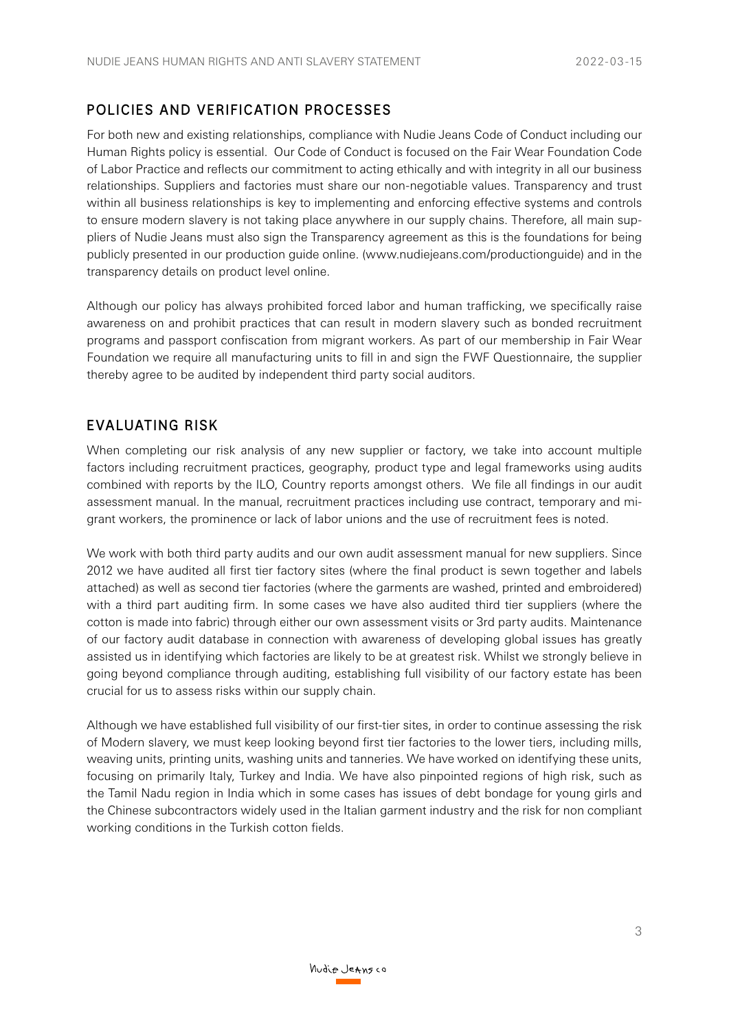## POLICIES AND VERIFICATION PROCESSES

For both new and existing relationships, compliance with Nudie Jeans Code of Conduct including our Human Rights policy is essential. Our Code of Conduct is focused on the Fair Wear Foundation Code of Labor Practice and reflects our commitment to acting ethically and with integrity in all our business relationships. Suppliers and factories must share our non-negotiable values. Transparency and trust within all business relationships is key to implementing and enforcing effective systems and controls to ensure modern slavery is not taking place anywhere in our supply chains. Therefore, all main suppliers of Nudie Jeans must also sign the Transparency agreement as this is the foundations for being publicly presented in our production guide online. (www.nudiejeans.com/productionguide) and in the transparency details on product level online.

Although our policy has always prohibited forced labor and human trafficking, we specifically raise awareness on and prohibit practices that can result in modern slavery such as bonded recruitment programs and passport confiscation from migrant workers. As part of our membership in Fair Wear Foundation we require all manufacturing units to fill in and sign the FWF Questionnaire, the supplier thereby agree to be audited by independent third party social auditors.

## EVALUATING RISK

When completing our risk analysis of any new supplier or factory, we take into account multiple factors including recruitment practices, geography, product type and legal frameworks using audits combined with reports by the ILO, Country reports amongst others. We file all findings in our audit assessment manual. In the manual, recruitment practices including use contract, temporary and migrant workers, the prominence or lack of labor unions and the use of recruitment fees is noted.

We work with both third party audits and our own audit assessment manual for new suppliers. Since 2012 we have audited all first tier factory sites (where the final product is sewn together and labels attached) as well as second tier factories (where the garments are washed, printed and embroidered) with a third part auditing firm. In some cases we have also audited third tier suppliers (where the cotton is made into fabric) through either our own assessment visits or 3rd party audits. Maintenance of our factory audit database in connection with awareness of developing global issues has greatly assisted us in identifying which factories are likely to be at greatest risk. Whilst we strongly believe in going beyond compliance through auditing, establishing full visibility of our factory estate has been crucial for us to assess risks within our supply chain.

Although we have established full visibility of our first-tier sites, in order to continue assessing the risk of Modern slavery, we must keep looking beyond first tier factories to the lower tiers, including mills, weaving units, printing units, washing units and tanneries. We have worked on identifying these units, focusing on primarily Italy, Turkey and India. We have also pinpointed regions of high risk, such as the Tamil Nadu region in India which in some cases has issues of debt bondage for young girls and the Chinese subcontractors widely used in the Italian garment industry and the risk for non compliant working conditions in the Turkish cotton fields.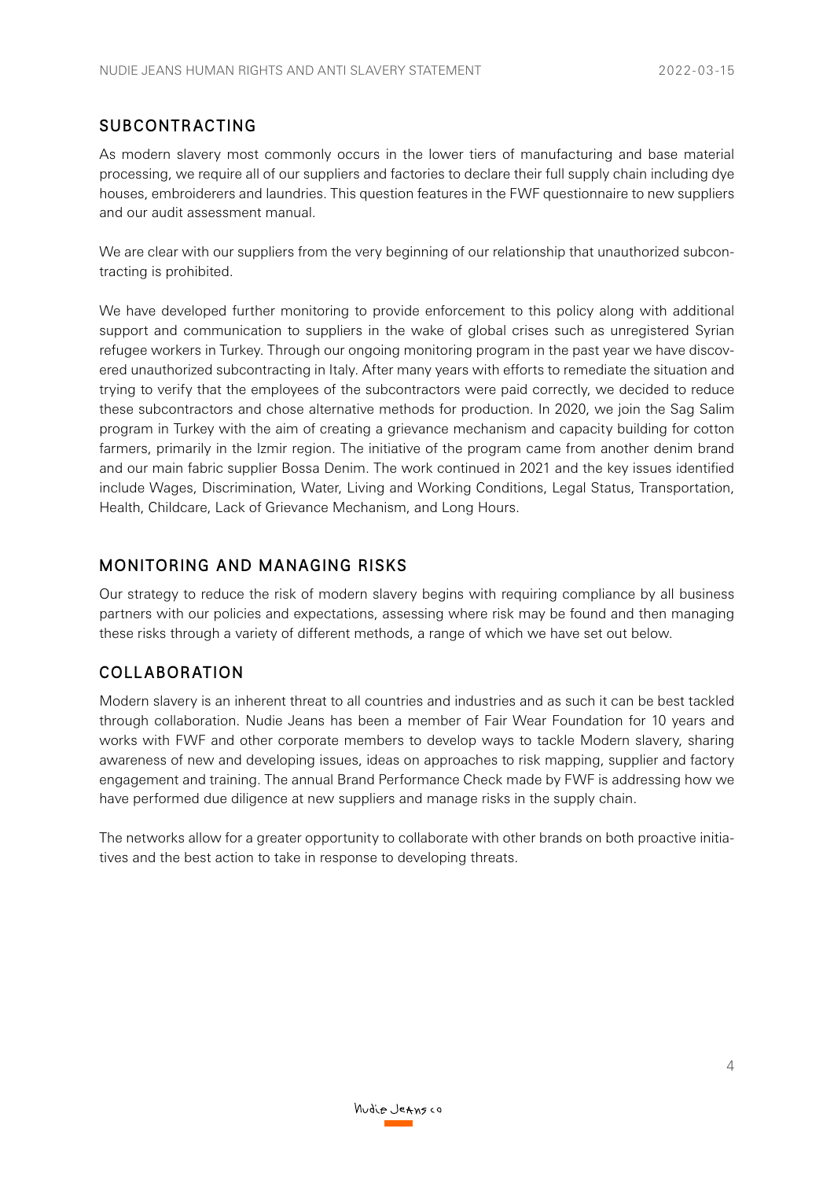## SUBCONTRACTING

As modern slavery most commonly occurs in the lower tiers of manufacturing and base material processing, we require all of our suppliers and factories to declare their full supply chain including dye houses, embroiderers and laundries. This question features in the FWF questionnaire to new suppliers and our audit assessment manual.

We are clear with our suppliers from the very beginning of our relationship that unauthorized subcontracting is prohibited.

We have developed further monitoring to provide enforcement to this policy along with additional support and communication to suppliers in the wake of global crises such as unregistered Syrian refugee workers in Turkey. Through our ongoing monitoring program in the past year we have discovered unauthorized subcontracting in Italy. After many years with efforts to remediate the situation and trying to verify that the employees of the subcontractors were paid correctly, we decided to reduce these subcontractors and chose alternative methods for production. In 2020, we join the Sag Salim program in Turkey with the aim of creating a grievance mechanism and capacity building for cotton farmers, primarily in the Izmir region. The initiative of the program came from another denim brand and our main fabric supplier Bossa Denim. The work continued in 2021 and the key issues identified include Wages, Discrimination, Water, Living and Working Conditions, Legal Status, Transportation, Health, Childcare, Lack of Grievance Mechanism, and Long Hours.

## MONITORING AND MANAGING RISKS

Our strategy to reduce the risk of modern slavery begins with requiring compliance by all business partners with our policies and expectations, assessing where risk may be found and then managing these risks through a variety of different methods, a range of which we have set out below.

## COLLABORATION

Modern slavery is an inherent threat to all countries and industries and as such it can be best tackled through collaboration. Nudie Jeans has been a member of Fair Wear Foundation for 10 years and works with FWF and other corporate members to develop ways to tackle Modern slavery, sharing awareness of new and developing issues, ideas on approaches to risk mapping, supplier and factory engagement and training. The annual Brand Performance Check made by FWF is addressing how we have performed due diligence at new suppliers and manage risks in the supply chain.

The networks allow for a greater opportunity to collaborate with other brands on both proactive initiatives and the best action to take in response to developing threats.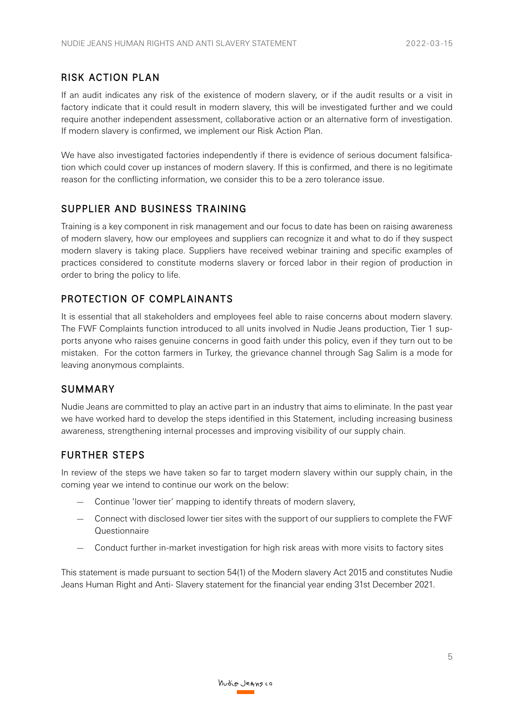## RISK ACTION PLAN

If an audit indicates any risk of the existence of modern slavery, or if the audit results or a visit in factory indicate that it could result in modern slavery, this will be investigated further and we could require another independent assessment, collaborative action or an alternative form of investigation. If modern slavery is confirmed, we implement our Risk Action Plan.

We have also investigated factories independently if there is evidence of serious document falsification which could cover up instances of modern slavery. If this is confirmed, and there is no legitimate reason for the conflicting information, we consider this to be a zero tolerance issue.

## SUPPLIER AND BUSINESS TRAINING

Training is a key component in risk management and our focus to date has been on raising awareness of modern slavery, how our employees and suppliers can recognize it and what to do if they suspect modern slavery is taking place. Suppliers have received webinar training and specific examples of practices considered to constitute moderns slavery or forced labor in their region of production in order to bring the policy to life.

## PROTECTION OF COMPLAINANTS

It is essential that all stakeholders and employees feel able to raise concerns about modern slavery. The FWF Complaints function introduced to all units involved in Nudie Jeans production, Tier 1 supports anyone who raises genuine concerns in good faith under this policy, even if they turn out to be mistaken. For the cotton farmers in Turkey, the grievance channel through Sag Salim is a mode for leaving anonymous complaints.

## SUMMARY

Nudie Jeans are committed to play an active part in an industry that aims to eliminate. In the past year we have worked hard to develop the steps identified in this Statement, including increasing business awareness, strengthening internal processes and improving visibility of our supply chain.

## FURTHER STEPS

In review of the steps we have taken so far to target modern slavery within our supply chain, in the coming year we intend to continue our work on the below:

- Continue 'lower tier' mapping to identify threats of modern slavery,
- Connect with disclosed lower tier sites with the support of our suppliers to complete the FWF Questionnaire
- Conduct further in-market investigation for high risk areas with more visits to factory sites

This statement is made pursuant to section 54(1) of the Modern slavery Act 2015 and constitutes Nudie Jeans Human Right and Anti- Slavery statement for the financial year ending 31st December 2021.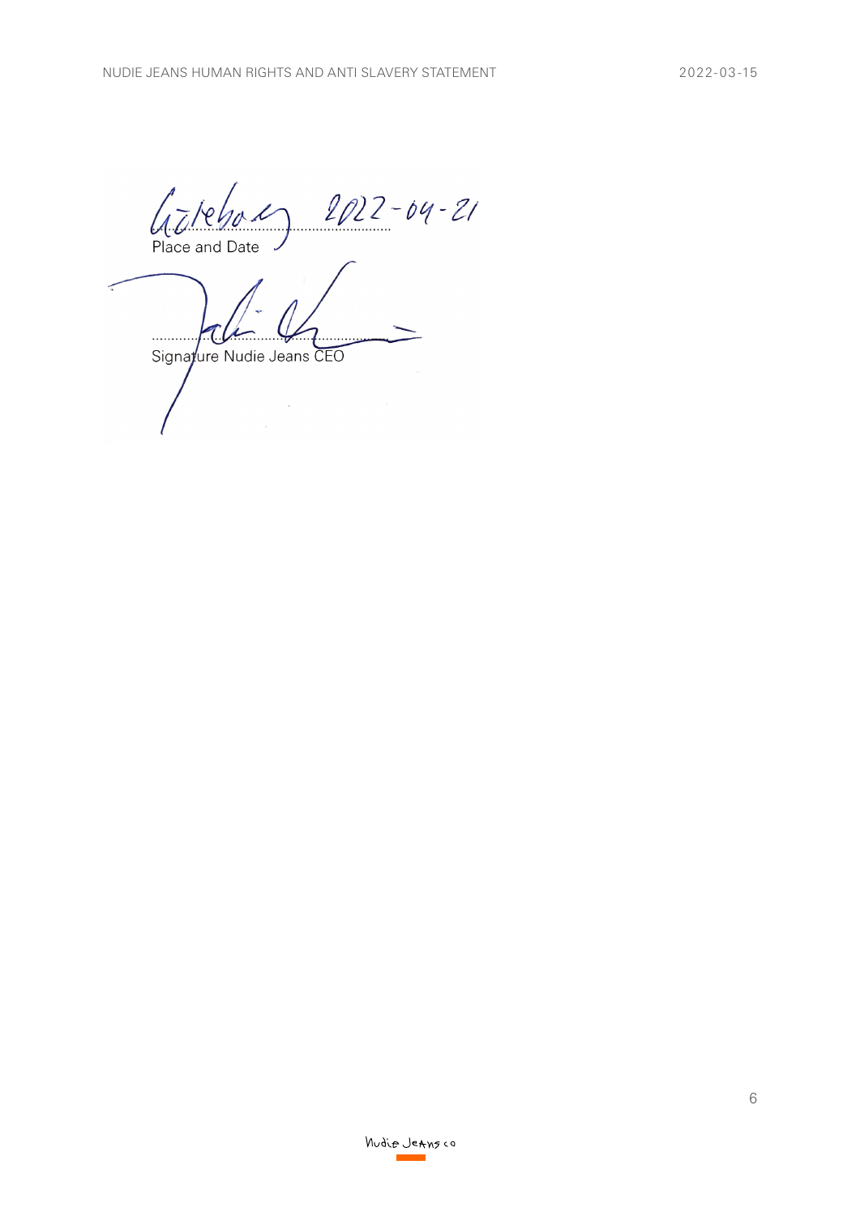Göteborg 2022-04-21
Place and Date

Signature Nudie Jeans CEO